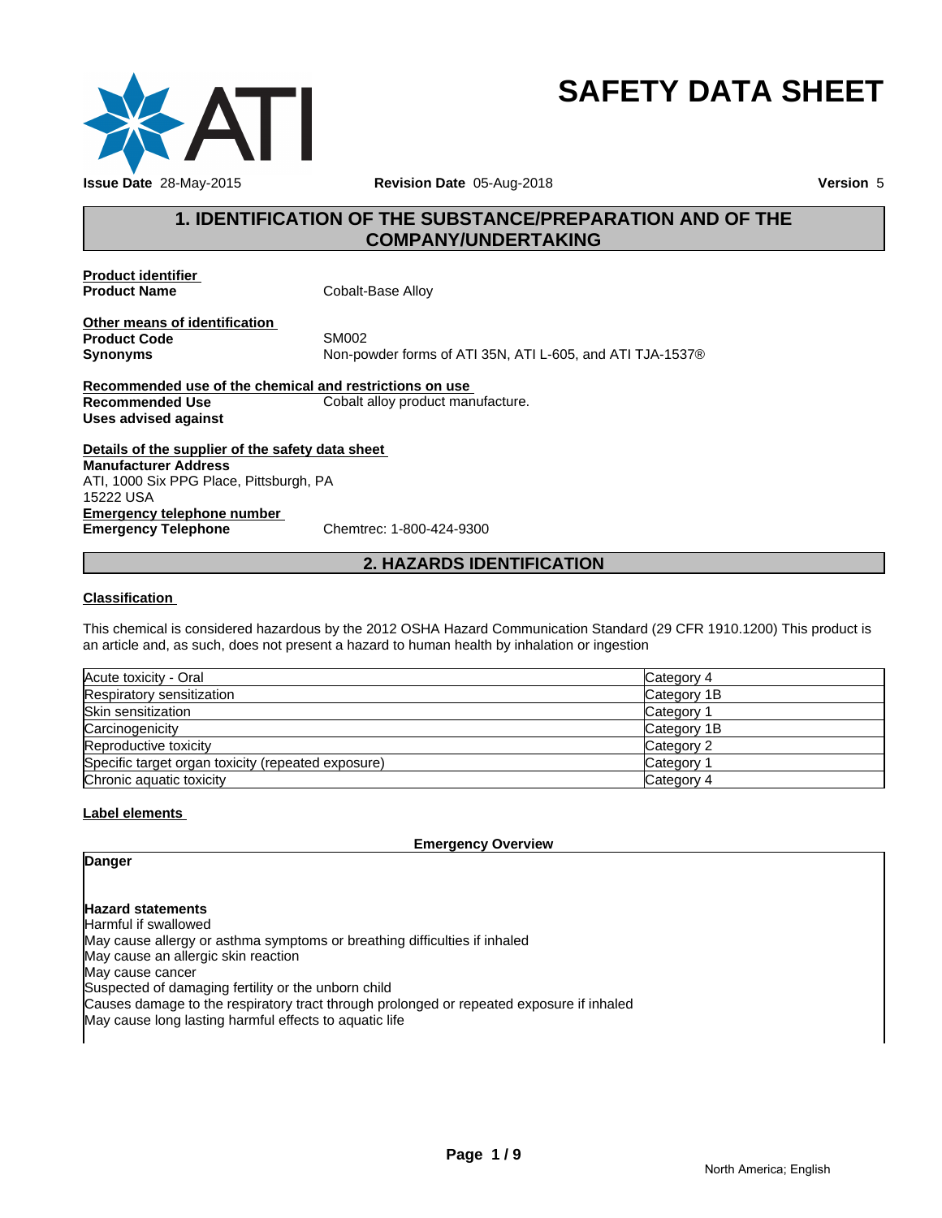# SAFETY DATA SHEET

**Issue Date** 28-May-2015 **Revision Date** 05-Aug-2018 **Version** 5

## 1. IDENTIFICATION OF THE SUBSTANCE/PREPARATION AND OF THE COMPANY/UNDERTAKING

**Product identifier**

**Product Name** Cobalt-Base Alloy

**Other means of identification**

**Product Code** SM002

**Synonyms** Non-powder forms of ATI 35N, ATI L-605, and ATI TJA-1537®

**Recommended use of the chemical and restrictions on use**

**Recommended Use** Cobalt alloy product manufacture.

**Uses advised against**

**Details of the supplier of the safety data sheet**

**Manufacturer Address**
ATI, 1000 Six PPG Place, Pittsburgh, PA
15222 USA

**Emergency telephone number**

**Emergency Telephone** Chemtrec: 1-800-424-9300

## 2. HAZARDS IDENTIFICATION

**Classification**

This chemical is considered hazardous by the 2012 OSHA Hazard Communication Standard (29 CFR 1910.1200) This product is an article and, as such, does not present a hazard to human health by inhalation or ingestion

| | |
|---|---|
| Acute toxicity - Oral | Category 4 |
| Respiratory sensitization | Category 1B |
| Skin sensitization | Category 1 |
| Carcinogenicity | Category 1B |
| Reproductive toxicity | Category 2 |
| Specific target organ toxicity (repeated exposure) | Category 1 |
| Chronic aquatic toxicity | Category 4 |

**Label elements**

**Emergency Overview**

**Danger**

**Hazard statements**

Harmful if swallowed
May cause allergy or asthma symptoms or breathing difficulties if inhaled
May cause an allergic skin reaction
May cause cancer
Suspected of damaging fertility or the unborn child
Causes damage to the respiratory tract through prolonged or repeated exposure if inhaled
May cause long lasting harmful effects to aquatic life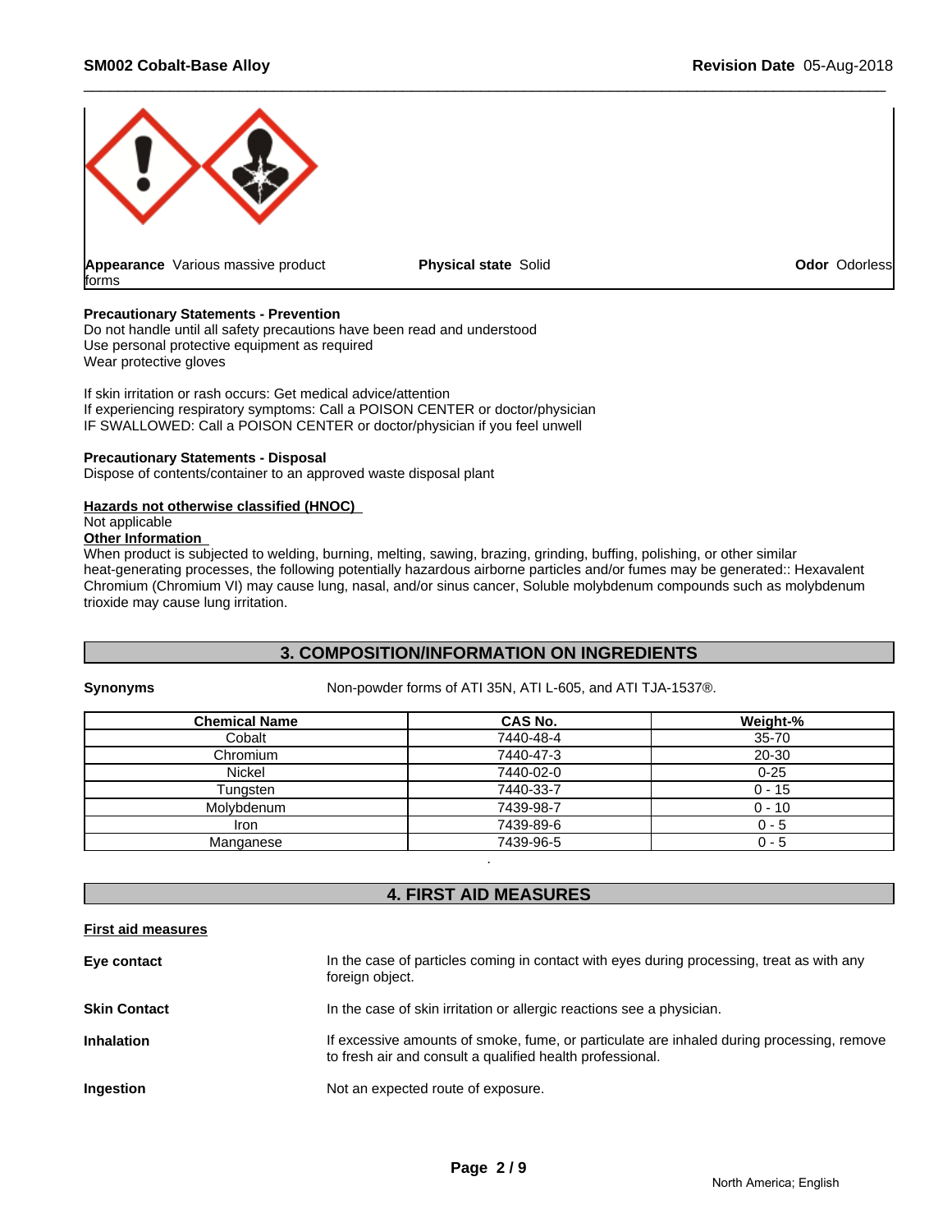**Appearance** Various massive product forms

**Physical state** Solid

**Odor** Odorless

**Precautionary Statements - Prevention**

Do not handle until all safety precautions have been read and understood
Use personal protective equipment as required
Wear protective gloves

If skin irritation or rash occurs: Get medical advice/attention
If experiencing respiratory symptoms: Call a POISON CENTER or doctor/physician
IF SWALLOWED: Call a POISON CENTER or doctor/physician if you feel unwell

**Precautionary Statements - Disposal**

Dispose of contents/container to an approved waste disposal plant

**Hazards not otherwise classified (HNOC)**

Not applicable

**Other Information**

When product is subjected to welding, burning, melting, sawing, brazing, grinding, buffing, polishing, or other similar heat-generating processes, the following potentially hazardous airborne particles and/or fumes may be generated:: Hexavalent Chromium (Chromium VI) may cause lung, nasal, and/or sinus cancer, Soluble molybdenum compounds such as molybdenum trioxide may cause lung irritation.

## 3. COMPOSITION/INFORMATION ON INGREDIENTS

**Synonyms** Non-powder forms of ATI 35N, ATI L-605, and ATI TJA-1537®.

| Chemical Name | CAS No. | Weight-% |
|---|---|---|
| Cobalt | 7440-48-4 | 35-70 |
| Chromium | 7440-47-3 | 20-30 |
| Nickel | 7440-02-0 | 0-25 |
| Tungsten | 7440-33-7 | 0 - 15 |
| Molybdenum | 7439-98-7 | 0 - 10 |
| Iron | 7439-89-6 | 0 - 5 |
| Manganese | 7439-96-5 | 0 - 5 |

.

## 4. FIRST AID MEASURES

**First aid measures**

**Eye contact** In the case of particles coming in contact with eyes during processing, treat as with any foreign object.

**Skin Contact** In the case of skin irritation or allergic reactions see a physician.

**Inhalation** If excessive amounts of smoke, fume, or particulate are inhaled during processing, remove to fresh air and consult a qualified health professional.

**Ingestion** Not an expected route of exposure.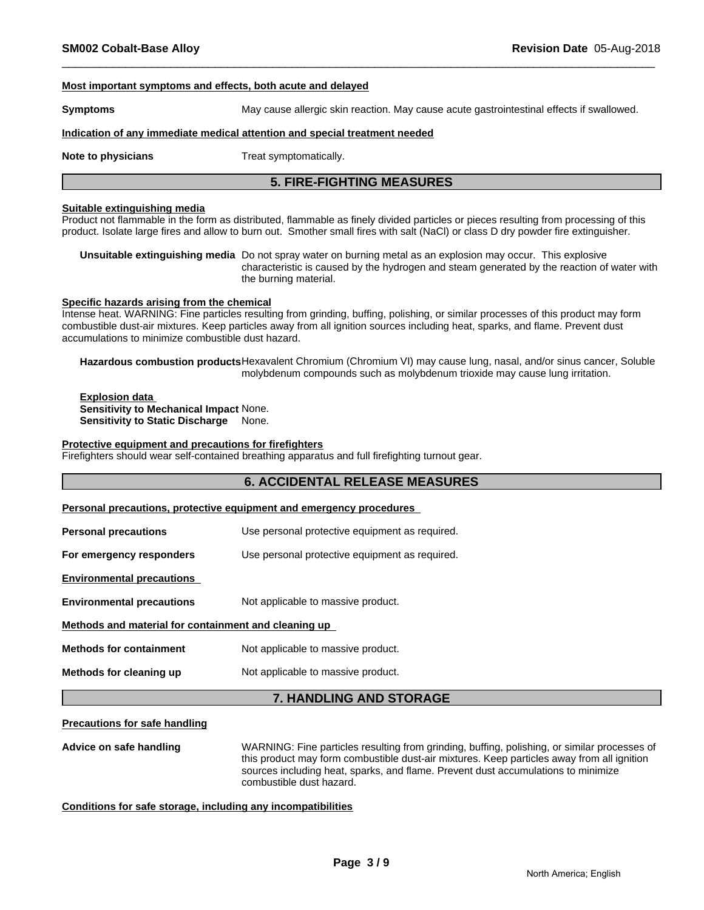**Most important symptoms and effects, both acute and delayed**

**Symptoms** May cause allergic skin reaction. May cause acute gastrointestinal effects if swallowed.

**Indication of any immediate medical attention and special treatment needed**

**Note to physicians** Treat symptomatically.

## 5. FIRE-FIGHTING MEASURES

**Suitable extinguishing media**

Product not flammable in the form as distributed, flammable as finely divided particles or pieces resulting from processing of this product. Isolate large fires and allow to burn out. Smother small fires with salt (NaCl) or class D dry powder fire extinguisher.

**Unsuitable extinguishing media** Do not spray water on burning metal as an explosion may occur. This explosive characteristic is caused by the hydrogen and steam generated by the reaction of water with the burning material.

**Specific hazards arising from the chemical**

Intense heat. WARNING: Fine particles resulting from grinding, buffing, polishing, or similar processes of this product may form combustible dust-air mixtures. Keep particles away from all ignition sources including heat, sparks, and flame. Prevent dust accumulations to minimize combustible dust hazard.

**Hazardous combustion products** Hexavalent Chromium (Chromium VI) may cause lung, nasal, and/or sinus cancer, Soluble molybdenum compounds such as molybdenum trioxide may cause lung irritation.

**Explosion data**
**Sensitivity to Mechanical Impact** None.
**Sensitivity to Static Discharge** None.

**Protective equipment and precautions for firefighters**

Firefighters should wear self-contained breathing apparatus and full firefighting turnout gear.

## 6. ACCIDENTAL RELEASE MEASURES

**Personal precautions, protective equipment and emergency procedures**

**Personal precautions** Use personal protective equipment as required.

**For emergency responders** Use personal protective equipment as required.

**Environmental precautions**

**Environmental precautions** Not applicable to massive product.

**Methods and material for containment and cleaning up**

**Methods for containment** Not applicable to massive product.

**Methods for cleaning up** Not applicable to massive product.

## 7. HANDLING AND STORAGE

**Precautions for safe handling**

**Advice on safe handling** WARNING: Fine particles resulting from grinding, buffing, polishing, or similar processes of this product may form combustible dust-air mixtures. Keep particles away from all ignition sources including heat, sparks, and flame. Prevent dust accumulations to minimize combustible dust hazard.

**Conditions for safe storage, including any incompatibilities**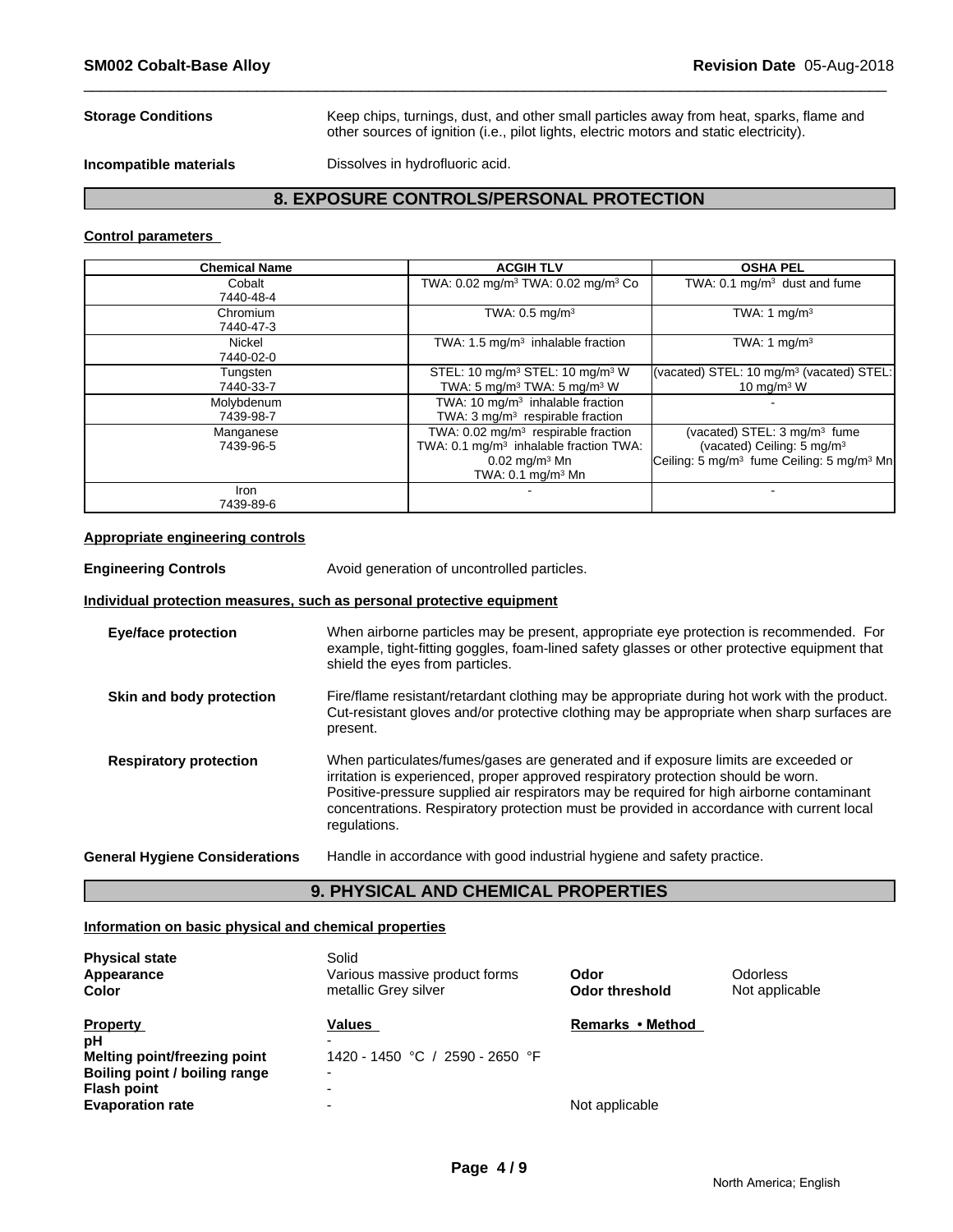**Storage Conditions** Keep chips, turnings, dust, and other small particles away from heat, sparks, flame and other sources of ignition (i.e., pilot lights, electric motors and static electricity).

**Incompatible materials** Dissolves in hydrofluoric acid.

## 8. EXPOSURE CONTROLS/PERSONAL PROTECTION

**Control parameters**

| Chemical Name | ACGIH TLV | OSHA PEL |
|---|---|---|
| Cobalt<br>7440-48-4 | TWA: 0.02 mg/m³ TWA: 0.02 mg/m³ Co | TWA: 0.1 mg/m³ dust and fume |
| Chromium<br>7440-47-3 | TWA: 0.5 mg/m³ | TWA: 1 mg/m³ |
| Nickel<br>7440-02-0 | TWA: 1.5 mg/m³ inhalable fraction | TWA: 1 mg/m³ |
| Tungsten<br>7440-33-7 | STEL: 10 mg/m³ STEL: 10 mg/m³ W<br>TWA: 5 mg/m³ TWA: 5 mg/m³ W | (vacated) STEL: 10 mg/m³ (vacated) STEL: 10 mg/m³ W |
| Molybdenum<br>7439-98-7 | TWA: 10 mg/m³ inhalable fraction<br>TWA: 3 mg/m³ respirable fraction | - |
| Manganese<br>7439-96-5 | TWA: 0.02 mg/m³ respirable fraction<br>TWA: 0.1 mg/m³ inhalable fraction TWA: 0.02 mg/m³ Mn<br>TWA: 0.1 mg/m³ Mn | (vacated) STEL: 3 mg/m³ fume<br>(vacated) Ceiling: 5 mg/m³<br>Ceiling: 5 mg/m³ fume Ceiling: 5 mg/m³ Mn |
| Iron<br>7439-89-6 | - | - |

**Appropriate engineering controls**

**Engineering Controls** Avoid generation of uncontrolled particles.

**Individual protection measures, such as personal protective equipment**

**Eye/face protection** When airborne particles may be present, appropriate eye protection is recommended. For example, tight-fitting goggles, foam-lined safety glasses or other protective equipment that shield the eyes from particles.

**Skin and body protection** Fire/flame resistant/retardant clothing may be appropriate during hot work with the product. Cut-resistant gloves and/or protective clothing may be appropriate when sharp surfaces are present.

**Respiratory protection** When particulates/fumes/gases are generated and if exposure limits are exceeded or irritation is experienced, proper approved respiratory protection should be worn. Positive-pressure supplied air respirators may be required for high airborne contaminant concentrations. Respiratory protection must be provided in accordance with current local regulations.

**General Hygiene Considerations** Handle in accordance with good industrial hygiene and safety practice.

## 9. PHYSICAL AND CHEMICAL PROPERTIES

**Information on basic physical and chemical properties**

**Physical state** Solid
**Appearance** Various massive product forms
**Color** metallic Grey silver
**Odor** Odorless
**Odor threshold** Not applicable

| Property | Values | Remarks • Method |
|---|---|---|
| **pH** | - | |
| **Melting point/freezing point** | 1420 - 1450 °C / 2590 - 2650 °F | |
| **Boiling point / boiling range** | - | |
| **Flash point** | - | |
| **Evaporation rate** | - | Not applicable |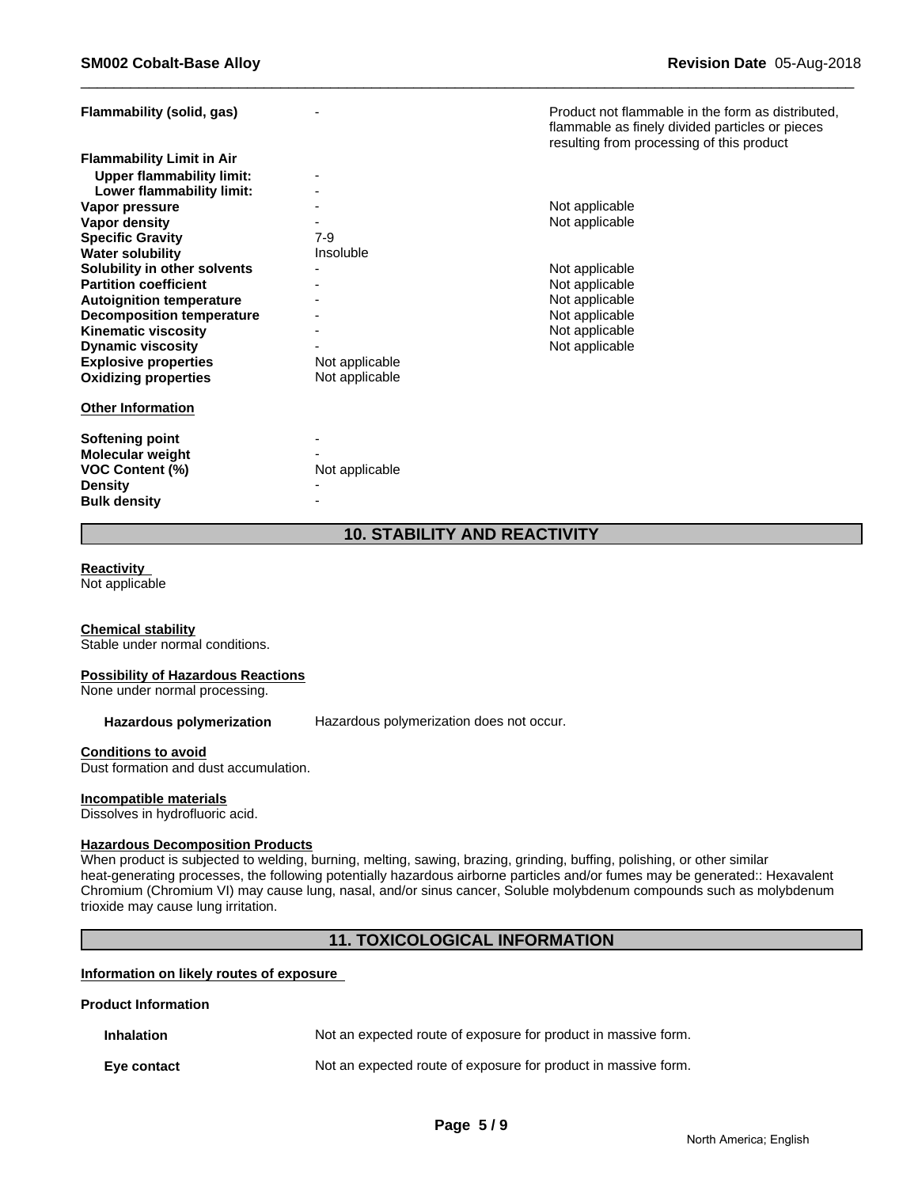| | | |
|---|---|---|
| **Flammability (solid, gas)** | - | Product not flammable in the form as distributed, flammable as finely divided particles or pieces resulting from processing of this product |
| **Flammability Limit in Air** | | |
| **Upper flammability limit:** | - | |
| **Lower flammability limit:** | - | |
| **Vapor pressure** | - | Not applicable |
| **Vapor density** | - | Not applicable |
| **Specific Gravity** | 7-9 | |
| **Water solubility** | Insoluble | |
| **Solubility in other solvents** | - | Not applicable |
| **Partition coefficient** | - | Not applicable |
| **Autoignition temperature** | - | Not applicable |
| **Decomposition temperature** | - | Not applicable |
| **Kinematic viscosity** | - | Not applicable |
| **Dynamic viscosity** | - | Not applicable |
| **Explosive properties** | Not applicable | |
| **Oxidizing properties** | Not applicable | |

**Other Information**

| | |
|---|---|
| **Softening point** | - |
| **Molecular weight** | - |
| **VOC Content (%)** | Not applicable |
| **Density** | - |
| **Bulk density** | - |

## 10. STABILITY AND REACTIVITY

**Reactivity**
Not applicable

**Chemical stability**
Stable under normal conditions.

**Possibility of Hazardous Reactions**
None under normal processing.

**Hazardous polymerization** Hazardous polymerization does not occur.

**Conditions to avoid**
Dust formation and dust accumulation.

**Incompatible materials**
Dissolves in hydrofluoric acid.

**Hazardous Decomposition Products**
When product is subjected to welding, burning, melting, sawing, brazing, grinding, buffing, polishing, or other similar heat-generating processes, the following potentially hazardous airborne particles and/or fumes may be generated:: Hexavalent Chromium (Chromium VI) may cause lung, nasal, and/or sinus cancer, Soluble molybdenum compounds such as molybdenum trioxide may cause lung irritation.

## 11. TOXICOLOGICAL INFORMATION

**Information on likely routes of exposure**

**Product Information**

| | |
|---|---|
| **Inhalation** | Not an expected route of exposure for product in massive form. |
| **Eye contact** | Not an expected route of exposure for product in massive form. |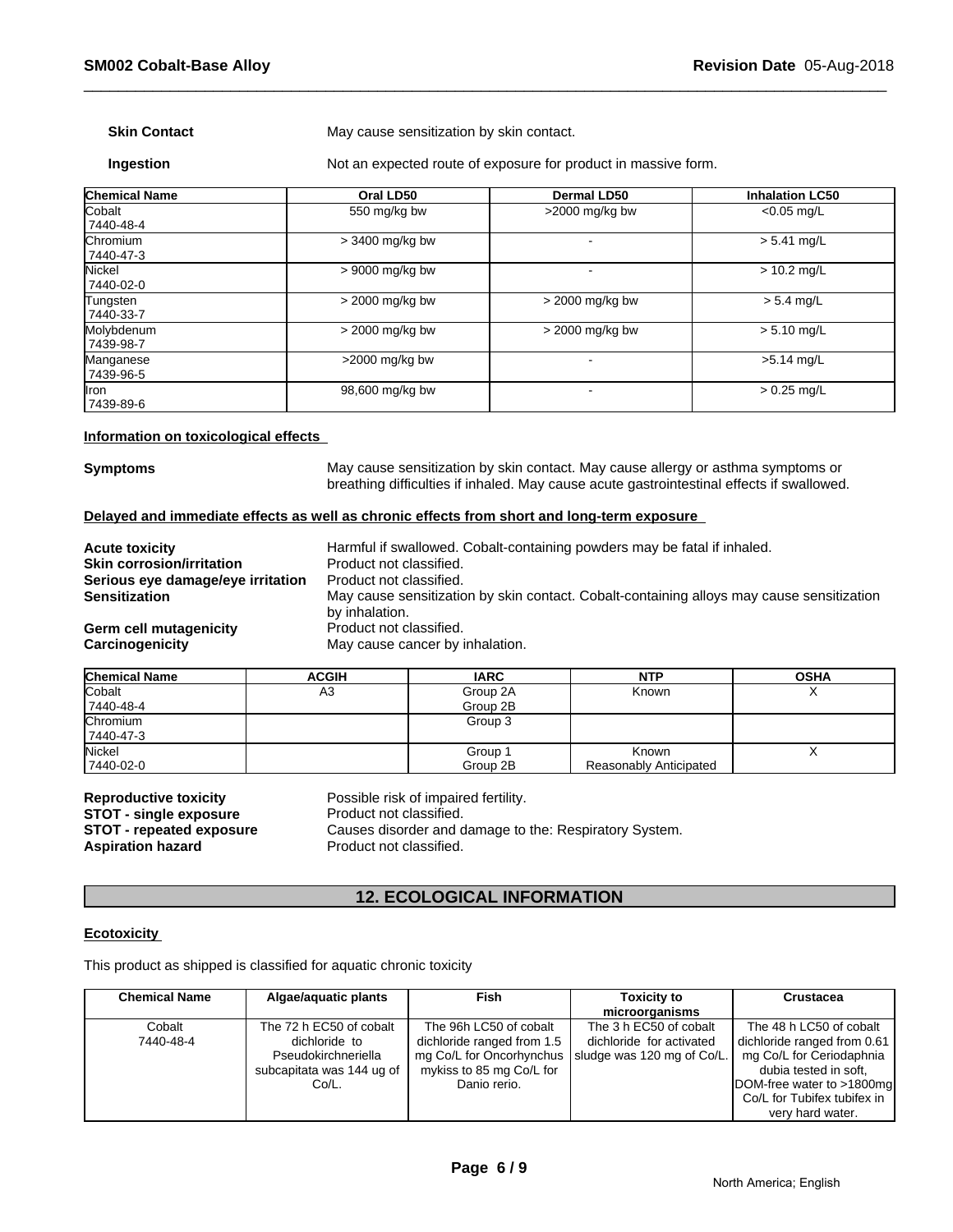**Skin Contact** May cause sensitization by skin contact.

**Ingestion** Not an expected route of exposure for product in massive form.

| Chemical Name | Oral LD50 | Dermal LD50 | Inhalation LC50 |
|---|---|---|---|
| Cobalt 7440-48-4 | 550 mg/kg bw | >2000 mg/kg bw | <0.05 mg/L |
| Chromium 7440-47-3 | > 3400 mg/kg bw | - | > 5.41 mg/L |
| Nickel 7440-02-0 | > 9000 mg/kg bw | - | > 10.2 mg/L |
| Tungsten 7440-33-7 | > 2000 mg/kg bw | > 2000 mg/kg bw | > 5.4 mg/L |
| Molybdenum 7439-98-7 | > 2000 mg/kg bw | > 2000 mg/kg bw | > 5.10 mg/L |
| Manganese 7439-96-5 | >2000 mg/kg bw | - | >5.14 mg/L |
| Iron 7439-89-6 | 98,600 mg/kg bw | - | > 0.25 mg/L |

**Information on toxicological effects**

**Symptoms** May cause sensitization by skin contact. May cause allergy or asthma symptoms or breathing difficulties if inhaled. May cause acute gastrointestinal effects if swallowed.

**Delayed and immediate effects as well as chronic effects from short and long-term exposure**

**Acute toxicity** Harmful if swallowed. Cobalt-containing powders may be fatal if inhaled.
**Skin corrosion/irritation** Product not classified.
**Serious eye damage/eye irritation** Product not classified.
**Sensitization** May cause sensitization by skin contact. Cobalt-containing alloys may cause sensitization by inhalation.
**Germ cell mutagenicity** Product not classified.
**Carcinogenicity** May cause cancer by inhalation.

| Chemical Name | ACGIH | IARC | NTP | OSHA |
|---|---|---|---|---|
| Cobalt 7440-48-4 | A3 | Group 2A Group 2B | Known | X |
| Chromium 7440-47-3 | | Group 3 | | |
| Nickel 7440-02-0 | | Group 1 Group 2B | Known Reasonably Anticipated | X |

**Reproductive toxicity** Possible risk of impaired fertility.
**STOT - single exposure** Product not classified.
**STOT - repeated exposure** Causes disorder and damage to the: Respiratory System.
**Aspiration hazard** Product not classified.

## 12. ECOLOGICAL INFORMATION

**Ecotoxicity**

This product as shipped is classified for aquatic chronic toxicity

| Chemical Name | Algae/aquatic plants | Fish | Toxicity to microorganisms | Crustacea |
|---|---|---|---|---|
| Cobalt 7440-48-4 | The 72 h EC50 of cobalt dichloride to Pseudokirchneriella subcapitata was 144 ug of Co/L. | The 96h LC50 of cobalt dichloride ranged from 1.5 mg Co/L for Oncorhynchus mykiss to 85 mg Co/L for Danio rerio. | The 3 h EC50 of cobalt dichloride for activated sludge was 120 mg of Co/L. | The 48 h LC50 of cobalt dichloride ranged from 0.61 mg Co/L for Ceriodaphnia dubia tested in soft, DOM-free water to >1800mg Co/L for Tubifex tubifex in very hard water. |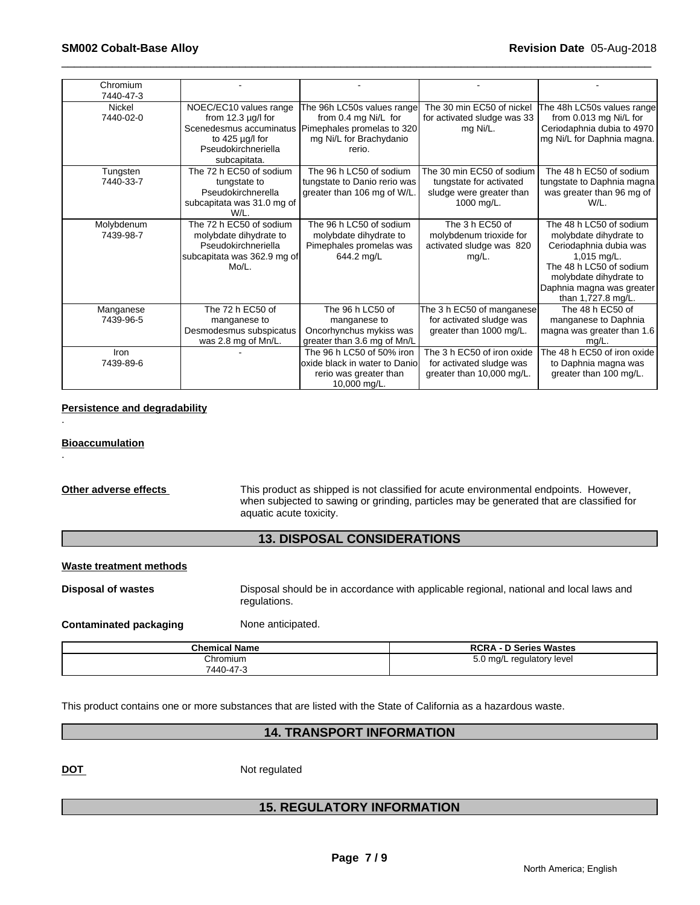| | | | | |
|---|---|---|---|---|
| Chromium<br>7440-47-3 | - | - | - | - |
| Nickel<br>7440-02-0 | NOEC/EC10 values range from 12.3 µg/l for Scenedesmus accuminatus to 425 µg/l for Pseudokirchneriella subcapitata. | The 96h LC50s values range from 0.4 mg Ni/L for Pimephales promelas to 320 mg Ni/L for Brachydanio rerio. | The 30 min EC50 of nickel for activated sludge was 33 mg Ni/L. | The 48h LC50s values range from 0.013 mg Ni/L for Ceriodaphnia dubia to 4970 mg Ni/L for Daphnia magna. |
| Tungsten<br>7440-33-7 | The 72 h EC50 of sodium tungstate to Pseudokirchnerella subcapitata was 31.0 mg of W/L. | The 96 h LC50 of sodium tungstate to Danio rerio was greater than 106 mg of W/L. | The 30 min EC50 of sodium tungstate for activated sludge were greater than 1000 mg/L. | The 48 h EC50 of sodium tungstate to Daphnia magna was greater than 96 mg of W/L. |
| Molybdenum<br>7439-98-7 | The 72 h EC50 of sodium molybdate dihydrate to Pseudokirchneriella subcapitata was 362.9 mg of Mo/L. | The 96 h LC50 of sodium molybdate dihydrate to Pimephales promelas was 644.2 mg/L | The 3 h EC50 of molybdenum trioxide for activated sludge was 820 mg/L. | The 48 h LC50 of sodium molybdate dihydrate to Ceriodaphnia dubia was 1,015 mg/L. The 48 h LC50 of sodium molybdate dihydrate to Daphnia magna was greater than 1,727.8 mg/L. |
| Manganese<br>7439-96-5 | The 72 h EC50 of manganese to Desmodesmus subspicatus was 2.8 mg of Mn/L. | The 96 h LC50 of manganese to Oncorhynchus mykiss was greater than 3.6 mg of Mn/L | The 3 h EC50 of manganese for activated sludge was greater than 1000 mg/L. | The 48 h EC50 of manganese to Daphnia magna was greater than 1.6 mg/L. |
| Iron<br>7439-89-6 | - | The 96 h LC50 of 50% iron oxide black in water to Danio rerio was greater than 10,000 mg/L. | The 3 h EC50 of iron oxide for activated sludge was greater than 10,000 mg/L. | The 48 h EC50 of iron oxide to Daphnia magna was greater than 100 mg/L. |

**Persistence and degradability**

.

**Bioaccumulation**

.

**Other adverse effects** This product as shipped is not classified for acute environmental endpoints. However, when subjected to sawing or grinding, particles may be generated that are classified for aquatic acute toxicity.

## 13. DISPOSAL CONSIDERATIONS

**Waste treatment methods**

**Disposal of wastes** Disposal should be in accordance with applicable regional, national and local laws and regulations.

**Contaminated packaging** None anticipated.

| Chemical Name | RCRA - D Series Wastes |
|---|---|
| Chromium<br>7440-47-3 | 5.0 mg/L regulatory level |

This product contains one or more substances that are listed with the State of California as a hazardous waste.

## 14. TRANSPORT INFORMATION

**DOT** Not regulated

## 15. REGULATORY INFORMATION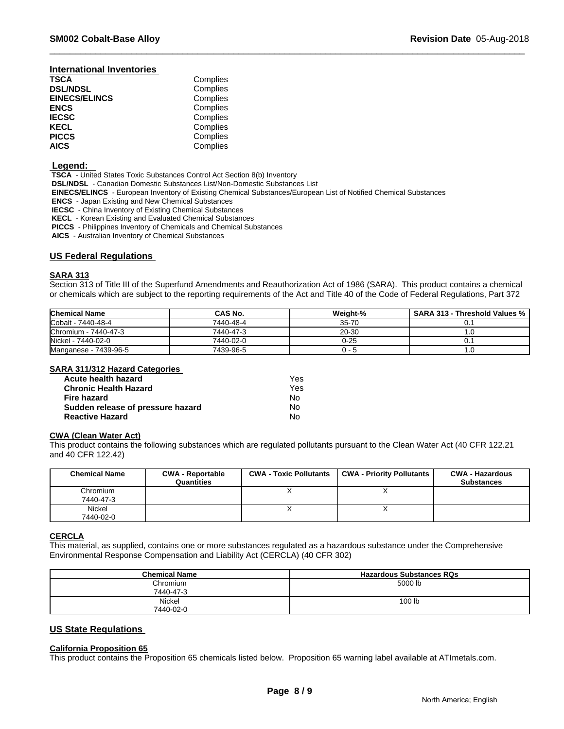### International Inventories

| | |
|---|---|
| **TSCA** | Complies |
| **DSL/NDSL** | Complies |
| **EINECS/ELINCS** | Complies |
| **ENCS** | Complies |
| **IECSC** | Complies |
| **KECL** | Complies |
| **PICCS** | Complies |
| **AICS** | Complies |

**Legend:**

**TSCA** - United States Toxic Substances Control Act Section 8(b) Inventory
**DSL/NDSL** - Canadian Domestic Substances List/Non-Domestic Substances List
**EINECS/ELINCS** - European Inventory of Existing Chemical Substances/European List of Notified Chemical Substances
**ENCS** - Japan Existing and New Chemical Substances
**IECSC** - China Inventory of Existing Chemical Substances
**KECL** - Korean Existing and Evaluated Chemical Substances
**PICCS** - Philippines Inventory of Chemicals and Chemical Substances
**AICS** - Australian Inventory of Chemical Substances

## US Federal Regulations

### SARA 313

Section 313 of Title III of the Superfund Amendments and Reauthorization Act of 1986 (SARA). This product contains a chemical or chemicals which are subject to the reporting requirements of the Act and Title 40 of the Code of Federal Regulations, Part 372

| Chemical Name | CAS No. | Weight-% | SARA 313 - Threshold Values % |
|---|---|---|---|
| Cobalt - 7440-48-4 | 7440-48-4 | 35-70 | 0.1 |
| Chromium - 7440-47-3 | 7440-47-3 | 20-30 | 1.0 |
| Nickel - 7440-02-0 | 7440-02-0 | 0-25 | 0.1 |
| Manganese - 7439-96-5 | 7439-96-5 | 0 - 5 | 1.0 |

### SARA 311/312 Hazard Categories

| | |
|---|---|
| **Acute health hazard** | Yes |
| **Chronic Health Hazard** | Yes |
| **Fire hazard** | No |
| **Sudden release of pressure hazard** | No |
| **Reactive Hazard** | No |

### CWA (Clean Water Act)

This product contains the following substances which are regulated pollutants pursuant to the Clean Water Act (40 CFR 122.21 and 40 CFR 122.42)

| Chemical Name | CWA - Reportable Quantities | CWA - Toxic Pollutants | CWA - Priority Pollutants | CWA - Hazardous Substances |
|---|---|---|---|---|
| Chromium 7440-47-3 | | X | X | |
| Nickel 7440-02-0 | | X | X | |

### CERCLA

This material, as supplied, contains one or more substances regulated as a hazardous substance under the Comprehensive Environmental Response Compensation and Liability Act (CERCLA) (40 CFR 302)

| Chemical Name | Hazardous Substances RQs |
|---|---|
| Chromium 7440-47-3 | 5000 lb |
| Nickel 7440-02-0 | 100 lb |

## US State Regulations

### California Proposition 65

This product contains the Proposition 65 chemicals listed below. Proposition 65 warning label available at ATImetals.com.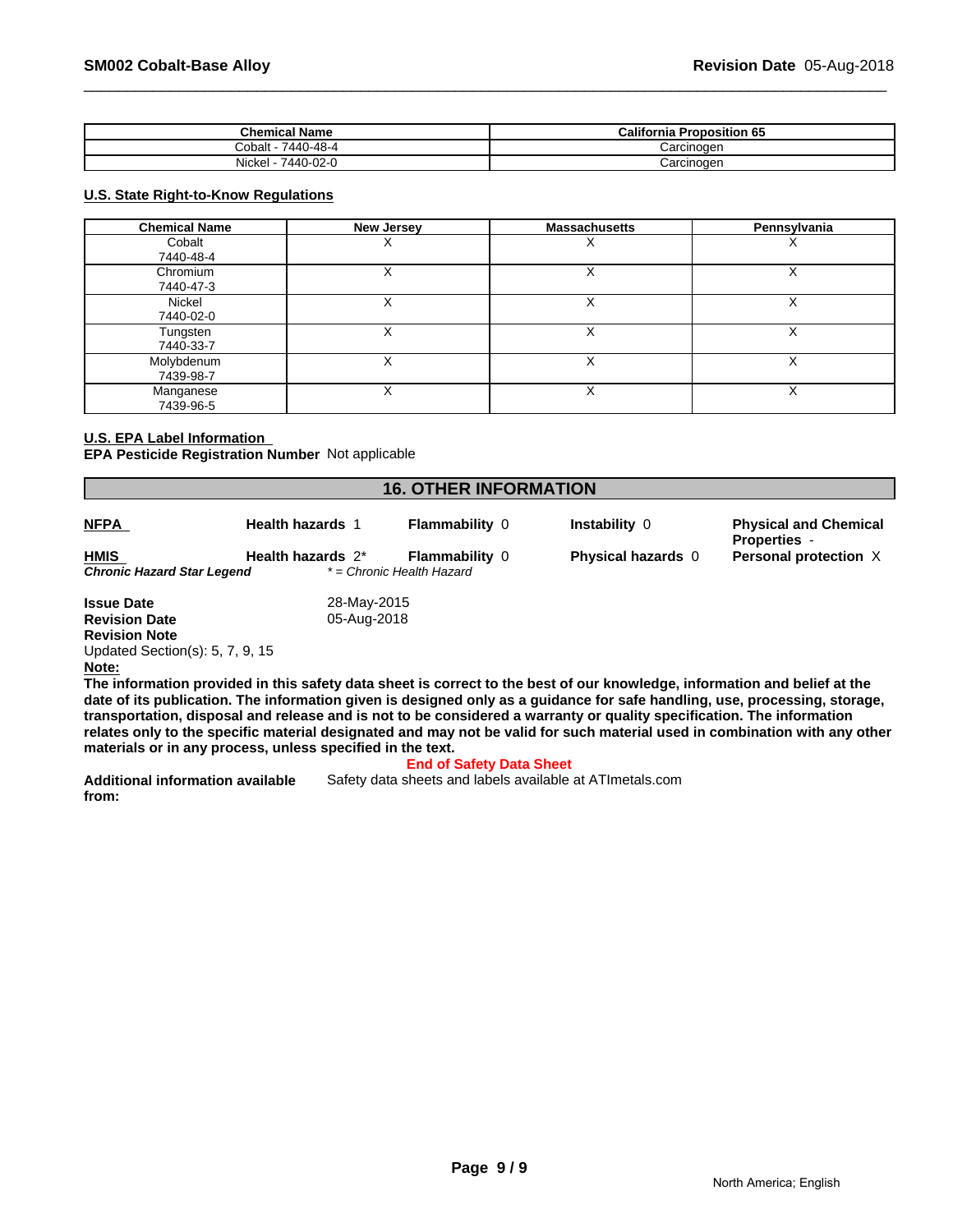| Chemical Name | California Proposition 65 |
| --- | --- |
| Cobalt - 7440-48-4 | Carcinogen |
| Nickel - 7440-02-0 | Carcinogen |

**U.S. State Right-to-Know Regulations**

| Chemical Name | New Jersey | Massachusetts | Pennsylvania |
| --- | --- | --- | --- |
| Cobalt 7440-48-4 | X | X | X |
| Chromium 7440-47-3 | X | X | X |
| Nickel 7440-02-0 | X | X | X |
| Tungsten 7440-33-7 | X | X | X |
| Molybdenum 7439-98-7 | X | X | X |
| Manganese 7439-96-5 | X | X | X |

**U.S. EPA Label Information**

**EPA Pesticide Registration Number** Not applicable

## 16. OTHER INFORMATION

| | | | | |
| --- | --- | --- | --- | --- |
| **NFPA** | **Health hazards** 1 | **Flammability** 0 | **Instability** 0 | **Physical and Chemical Properties** - |
| **HMIS** | **Health hazards** 2* | **Flammability** 0 | **Physical hazards** 0 | **Personal protection** X |

***Chronic Hazard Star Legend*** *\* = Chronic Health Hazard*

**Issue Date** 28-May-2015

**Revision Date** 05-Aug-2018

**Revision Note**

Updated Section(s): 5, 7, 9, 15

**Note:**

**The information provided in this safety data sheet is correct to the best of our knowledge, information and belief at the date of its publication. The information given is designed only as a guidance for safe handling, use, processing, storage, transportation, disposal and release and is not to be considered a warranty or quality specification. The information relates only to the specific material designated and may not be valid for such material used in combination with any other materials or in any process, unless specified in the text.**

**End of Safety Data Sheet**

**Additional information available from:** Safety data sheets and labels available at ATImetals.com